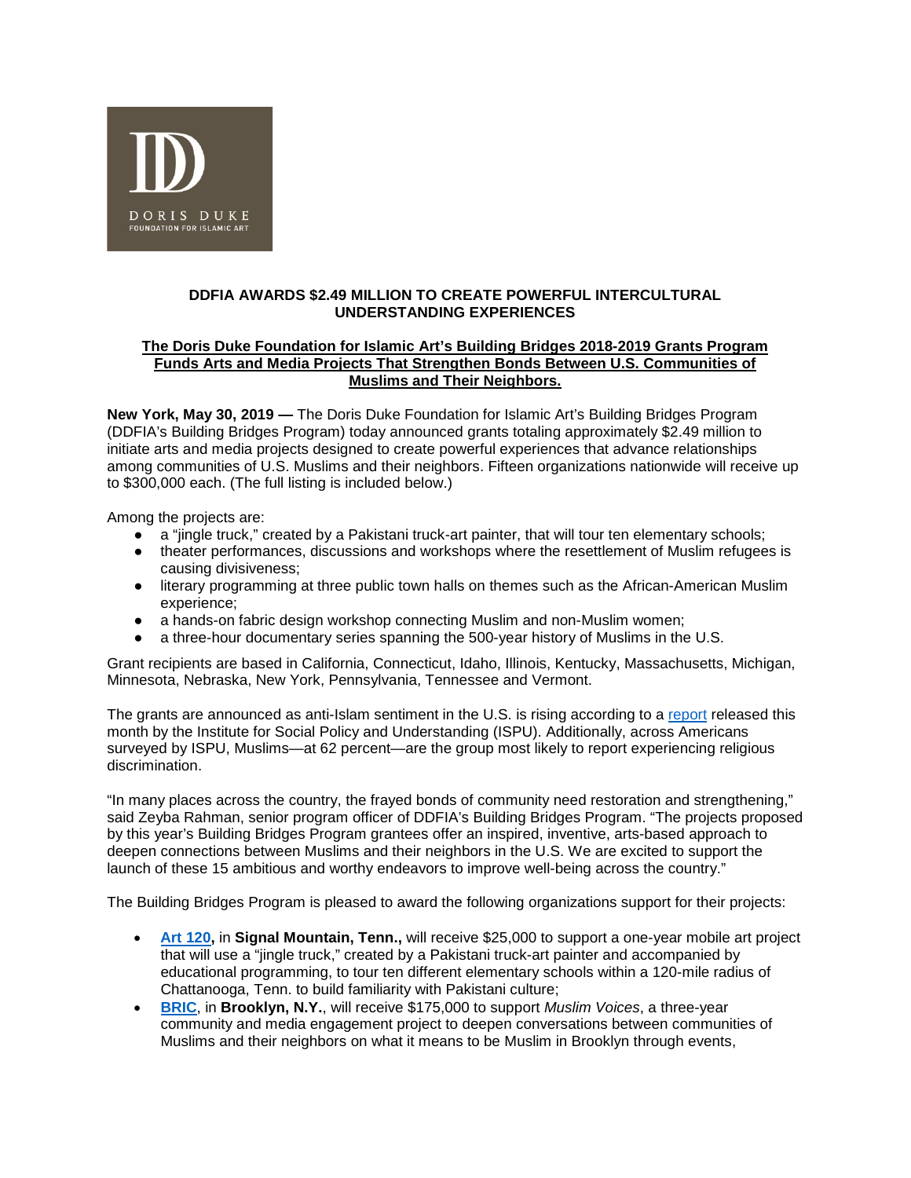DORIS DUKE
FOUNDATION FOR ISLAMIC ART

# DDFIA AWARDS $2.49 MILLION TO CREATE POWERFUL INTERCULTURAL UNDERSTANDING EXPERIENCES

## The Doris Duke Foundation for Islamic Art's Building Bridges 2018-2019 Grants Program Funds Arts and Media Projects That Strengthen Bonds Between U.S. Communities of Muslims and Their Neighbors.

**New York, May 30, 2019 —** The Doris Duke Foundation for Islamic Art's Building Bridges Program (DDFIA's Building Bridges Program) today announced grants totaling approximately $2.49 million to initiate arts and media projects designed to create powerful experiences that advance relationships among communities of U.S. Muslims and their neighbors. Fifteen organizations nationwide will receive up to $300,000 each. (The full listing is included below.)

Among the projects are:

- a "jingle truck," created by a Pakistani truck-art painter, that will tour ten elementary schools;
- theater performances, discussions and workshops where the resettlement of Muslim refugees is causing divisiveness;
- literary programming at three public town halls on themes such as the African-American Muslim experience;
- a hands-on fabric design workshop connecting Muslim and non-Muslim women;
- a three-hour documentary series spanning the 500-year history of Muslims in the U.S.

Grant recipients are based in California, Connecticut, Idaho, Illinois, Kentucky, Massachusetts, Michigan, Minnesota, Nebraska, New York, Pennsylvania, Tennessee and Vermont.

The grants are announced as anti-Islam sentiment in the U.S. is rising according to a report released this month by the Institute for Social Policy and Understanding (ISPU). Additionally, across Americans surveyed by ISPU, Muslims—at 62 percent—are the group most likely to report experiencing religious discrimination.

"In many places across the country, the frayed bonds of community need restoration and strengthening," said Zeyba Rahman, senior program officer of DDFIA's Building Bridges Program. "The projects proposed by this year's Building Bridges Program grantees offer an inspired, inventive, arts-based approach to deepen connections between Muslims and their neighbors in the U.S. We are excited to support the launch of these 15 ambitious and worthy endeavors to improve well-being across the country."

The Building Bridges Program is pleased to award the following organizations support for their projects:

- **Art 120,** in **Signal Mountain, Tenn.,** will receive $25,000 to support a one-year mobile art project that will use a "jingle truck," created by a Pakistani truck-art painter and accompanied by educational programming, to tour ten different elementary schools within a 120-mile radius of Chattanooga, Tenn. to build familiarity with Pakistani culture;
- **BRIC**, in **Brooklyn, N.Y.**, will receive $175,000 to support *Muslim Voices*, a three-year community and media engagement project to deepen conversations between communities of Muslims and their neighbors on what it means to be Muslim in Brooklyn through events,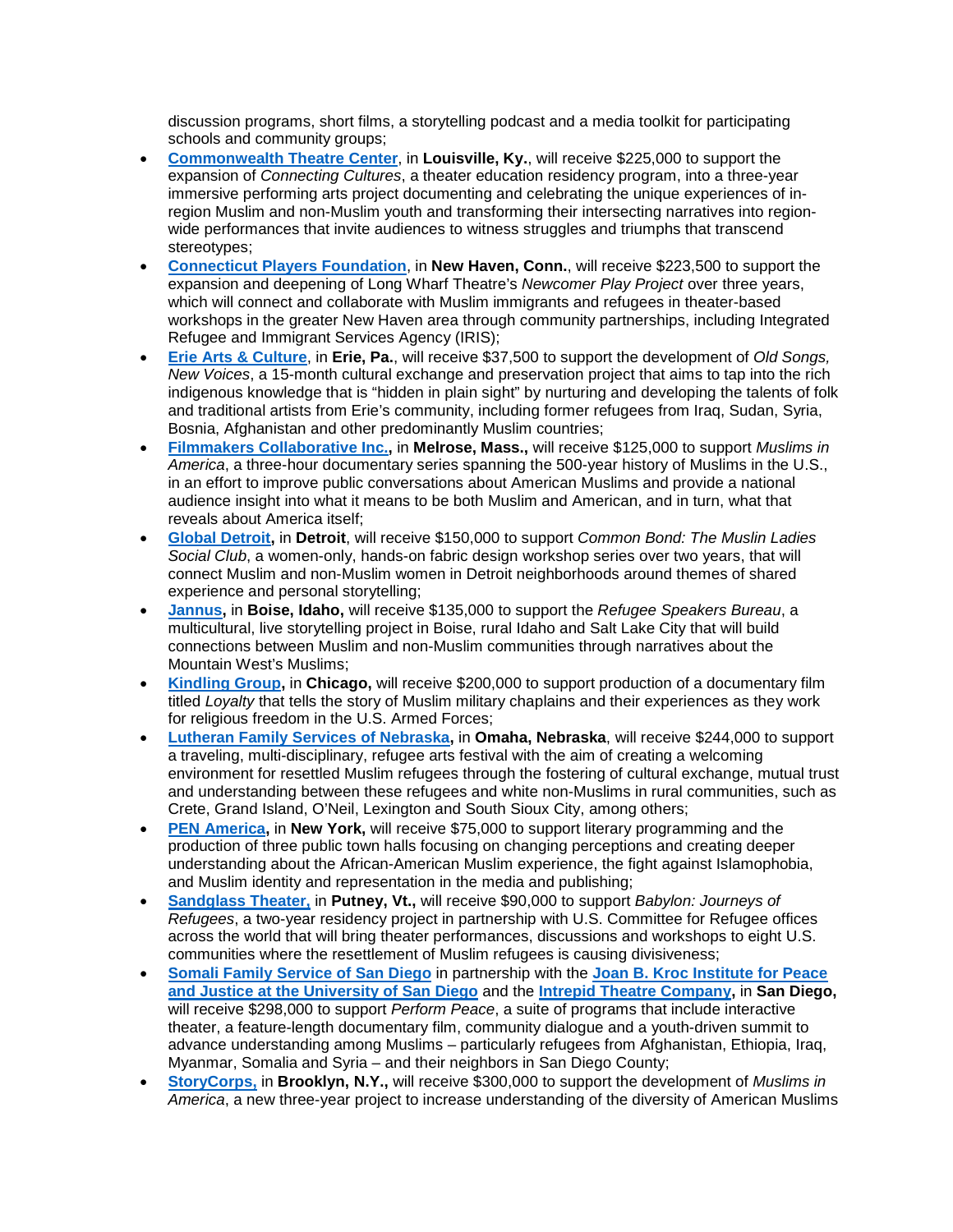discussion programs, short films, a storytelling podcast and a media toolkit for participating schools and community groups;

- [Commonwealth Theatre Center](), in **Louisville, Ky.**, will receive $225,000 to support the expansion of *Connecting Cultures*, a theater education residency program, into a three-year immersive performing arts project documenting and celebrating the unique experiences of in-region Muslim and non-Muslim youth and transforming their intersecting narratives into region-wide performances that invite audiences to witness struggles and triumphs that transcend stereotypes;
- [Connecticut Players Foundation](), in **New Haven, Conn.**, will receive $223,500 to support the expansion and deepening of Long Wharf Theatre's *Newcomer Play Project* over three years, which will connect and collaborate with Muslim immigrants and refugees in theater-based workshops in the greater New Haven area through community partnerships, including Integrated Refugee and Immigrant Services Agency (IRIS);
- [Erie Arts & Culture](), in **Erie, Pa.**, will receive $37,500 to support the development of *Old Songs, New Voices*, a 15-month cultural exchange and preservation project that aims to tap into the rich indigenous knowledge that is "hidden in plain sight" by nurturing and developing the talents of folk and traditional artists from Erie's community, including former refugees from Iraq, Sudan, Syria, Bosnia, Afghanistan and other predominantly Muslim countries;
- [Filmmakers Collaborative Inc.]()**,** in **Melrose, Mass.,** will receive $125,000 to support *Muslims in America*, a three-hour documentary series spanning the 500-year history of Muslims in the U.S., in an effort to improve public conversations about American Muslims and provide a national audience insight into what it means to be both Muslim and American, and in turn, what that reveals about America itself;
- [Global Detroit]()**,** in **Detroit**, will receive $150,000 to support *Common Bond: The Muslin Ladies Social Club*, a women-only, hands-on fabric design workshop series over two years, that will connect Muslim and non-Muslim women in Detroit neighborhoods around themes of shared experience and personal storytelling;
- [Jannus]()**,** in **Boise, Idaho,** will receive $135,000 to support the *Refugee Speakers Bureau*, a multicultural, live storytelling project in Boise, rural Idaho and Salt Lake City that will build connections between Muslim and non-Muslim communities through narratives about the Mountain West's Muslims;
- [Kindling Group]()**,** in **Chicago,** will receive $200,000 to support production of a documentary film titled *Loyalty* that tells the story of Muslim military chaplains and their experiences as they work for religious freedom in the U.S. Armed Forces;
- [Lutheran Family Services of Nebraska]()**,** in **Omaha, Nebraska**, will receive $244,000 to support a traveling, multi-disciplinary, refugee arts festival with the aim of creating a welcoming environment for resettled Muslim refugees through the fostering of cultural exchange, mutual trust and understanding between these refugees and white non-Muslims in rural communities, such as Crete, Grand Island, O'Neil, Lexington and South Sioux City, among others;
- [PEN America]()**,** in **New York,** will receive $75,000 to support literary programming and the production of three public town halls focusing on changing perceptions and creating deeper understanding about the African-American Muslim experience, the fight against Islamophobia, and Muslim identity and representation in the media and publishing;
- [Sandglass Theater,]() in **Putney, Vt.,** will receive $90,000 to support *Babylon: Journeys of Refugees*, a two-year residency project in partnership with U.S. Committee for Refugee offices across the world that will bring theater performances, discussions and workshops to eight U.S. communities where the resettlement of Muslim refugees is causing divisiveness;
- [Somali Family Service of San Diego]() in partnership with the [Joan B. Kroc Institute for Peace and Justice at the University of San Diego]() and the [Intrepid Theatre Company]()**,** in **San Diego,** will receive $298,000 to support *Perform Peace*, a suite of programs that include interactive theater, a feature-length documentary film, community dialogue and a youth-driven summit to advance understanding among Muslims – particularly refugees from Afghanistan, Ethiopia, Iraq, Myanmar, Somalia and Syria – and their neighbors in San Diego County;
- [StoryCorps,]() in **Brooklyn, N.Y.,** will receive $300,000 to support the development of *Muslims in America*, a new three-year project to increase understanding of the diversity of American Muslims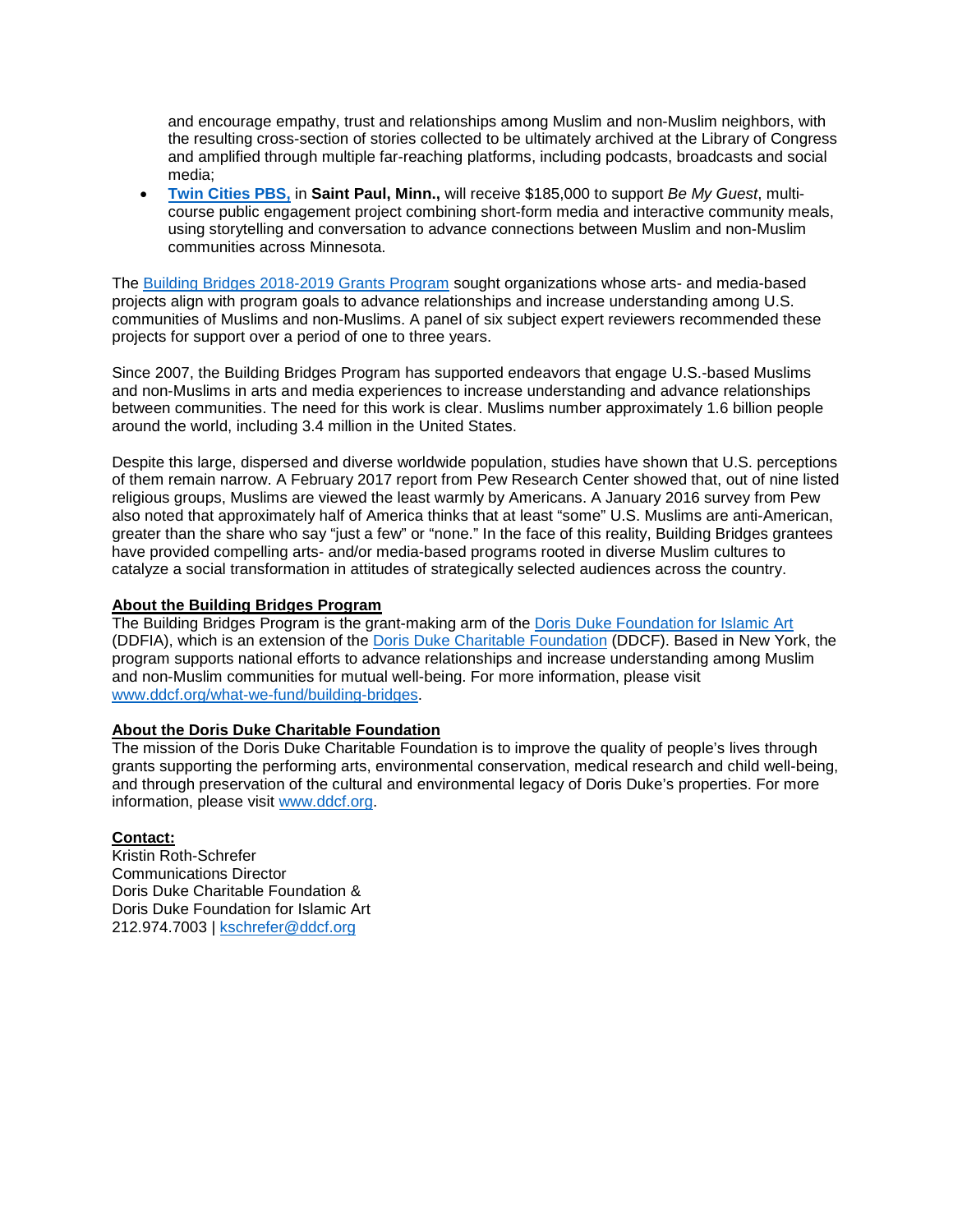and encourage empathy, trust and relationships among Muslim and non-Muslim neighbors, with the resulting cross-section of stories collected to be ultimately archived at the Library of Congress and amplified through multiple far-reaching platforms, including podcasts, broadcasts and social media;

- **Twin Cities PBS,** in **Saint Paul, Minn.,** will receive $185,000 to support *Be My Guest*, multi-course public engagement project combining short-form media and interactive community meals, using storytelling and conversation to advance connections between Muslim and non-Muslim communities across Minnesota.

The Building Bridges 2018-2019 Grants Program sought organizations whose arts- and media-based projects align with program goals to advance relationships and increase understanding among U.S. communities of Muslims and non-Muslims. A panel of six subject expert reviewers recommended these projects for support over a period of one to three years.

Since 2007, the Building Bridges Program has supported endeavors that engage U.S.-based Muslims and non-Muslims in arts and media experiences to increase understanding and advance relationships between communities. The need for this work is clear. Muslims number approximately 1.6 billion people around the world, including 3.4 million in the United States.

Despite this large, dispersed and diverse worldwide population, studies have shown that U.S. perceptions of them remain narrow. A February 2017 report from Pew Research Center showed that, out of nine listed religious groups, Muslims are viewed the least warmly by Americans. A January 2016 survey from Pew also noted that approximately half of America thinks that at least "some" U.S. Muslims are anti-American, greater than the share who say "just a few" or "none." In the face of this reality, Building Bridges grantees have provided compelling arts- and/or media-based programs rooted in diverse Muslim cultures to catalyze a social transformation in attitudes of strategically selected audiences across the country.

**About the Building Bridges Program**

The Building Bridges Program is the grant-making arm of the Doris Duke Foundation for Islamic Art (DDFIA), which is an extension of the Doris Duke Charitable Foundation (DDCF). Based in New York, the program supports national efforts to advance relationships and increase understanding among Muslim and non-Muslim communities for mutual well-being. For more information, please visit www.ddcf.org/what-we-fund/building-bridges.

**About the Doris Duke Charitable Foundation**

The mission of the Doris Duke Charitable Foundation is to improve the quality of people's lives through grants supporting the performing arts, environmental conservation, medical research and child well-being, and through preservation of the cultural and environmental legacy of Doris Duke's properties. For more information, please visit www.ddcf.org.

**Contact:**

Kristin Roth-Schrefer
Communications Director
Doris Duke Charitable Foundation &
Doris Duke Foundation for Islamic Art
212.974.7003 | kschrefer@ddcf.org